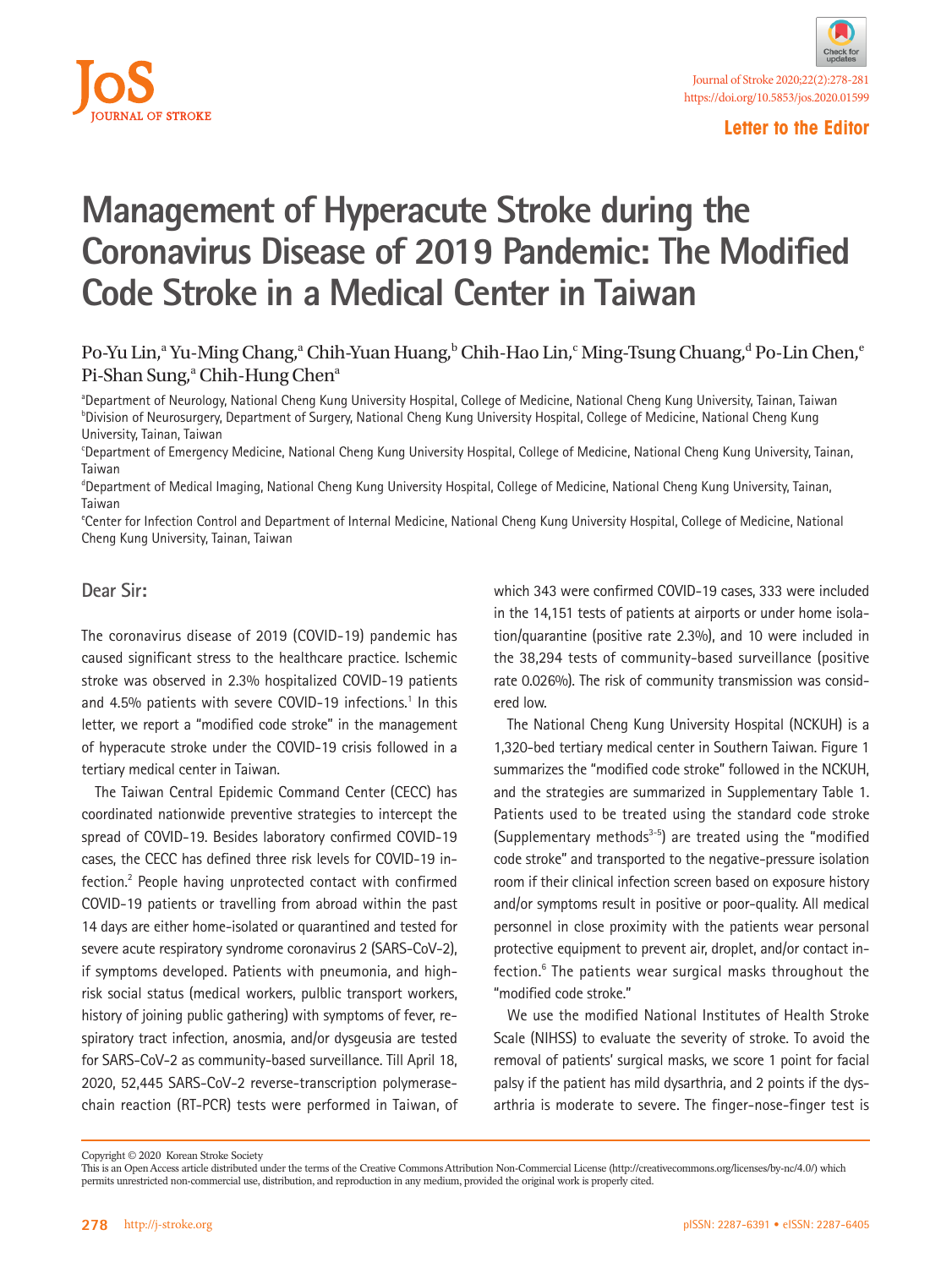Letter to the Editor

# Management of Hyperacute Stroke during the Coronavirus Disease of 2019 Pandemic: The Modified Code Stroke in a Medical Center in Taiwan

Po-Yu Lin,[a] Yu-Ming Chang,[a] Chih-Yuan Huang,[b] Chih-Hao Lin,[c] Ming-Tsung Chuang,[d] Po-Lin Chen,[e] Pi-Shan Sung,[a] Chih-Hung Chen[a]

[a]Department of Neurology, National Cheng Kung University Hospital, College of Medicine, National Cheng Kung University, Tainan, Taiwan
[b]Division of Neurosurgery, Department of Surgery, National Cheng Kung University Hospital, College of Medicine, National Cheng Kung University, Tainan, Taiwan
[c]Department of Emergency Medicine, National Cheng Kung University Hospital, College of Medicine, National Cheng Kung University, Tainan, Taiwan
[d]Department of Medical Imaging, National Cheng Kung University Hospital, College of Medicine, National Cheng Kung University, Tainan, Taiwan
[e]Center for Infection Control and Department of Internal Medicine, National Cheng Kung University Hospital, College of Medicine, National Cheng Kung University, Tainan, Taiwan

Dear Sir:

The coronavirus disease of 2019 (COVID-19) pandemic has caused significant stress to the healthcare practice. Ischemic stroke was observed in 2.3% hospitalized COVID-19 patients and 4.5% patients with severe COVID-19 infections.[1] In this letter, we report a "modified code stroke" in the management of hyperacute stroke under the COVID-19 crisis followed in a tertiary medical center in Taiwan.

The Taiwan Central Epidemic Command Center (CECC) has coordinated nationwide preventive strategies to intercept the spread of COVID-19. Besides laboratory confirmed COVID-19 cases, the CECC has defined three risk levels for COVID-19 infection.[2] People having unprotected contact with confirmed COVID-19 patients or travelling from abroad within the past 14 days are either home-isolated or quarantined and tested for severe acute respiratory syndrome coronavirus 2 (SARS-CoV-2), if symptoms developed. Patients with pneumonia, and high-risk social status (medical workers, public transport workers, history of joining public gathering) with symptoms of fever, respiratory tract infection, anosmia, and/or dysgeusia are tested for SARS-CoV-2 as community-based surveillance. Till April 18, 2020, 52,445 SARS-CoV-2 reverse-transcription polymerase-chain reaction (RT-PCR) tests were performed in Taiwan, of which 343 were confirmed COVID-19 cases, 333 were included in the 14,151 tests of patients at airports or under home isolation/quarantine (positive rate 2.3%), and 10 were included in the 38,294 tests of community-based surveillance (positive rate 0.026%). The risk of community transmission was considered low.

The National Cheng Kung University Hospital (NCKUH) is a 1,320-bed tertiary medical center in Southern Taiwan. Figure 1 summarizes the "modified code stroke" followed in the NCKUH, and the strategies are summarized in Supplementary Table 1. Patients used to be treated using the standard code stroke (Supplementary methods[3-5]) are treated using the "modified code stroke" and transported to the negative-pressure isolation room if their clinical infection screen based on exposure history and/or symptoms result in positive or poor-quality. All medical personnel in close proximity with the patients wear personal protective equipment to prevent air, droplet, and/or contact infection.[6] The patients wear surgical masks throughout the "modified code stroke."

We use the modified National Institutes of Health Stroke Scale (NIHSS) to evaluate the severity of stroke. To avoid the removal of patients' surgical masks, we score 1 point for facial palsy if the patient has mild dysarthria, and 2 points if the dysarthria is moderate to severe. The finger-nose-finger test is

Copyright © 2020 Korean Stroke Society
This is an Open Access article distributed under the terms of the Creative Commons Attribution Non-Commercial License (http://creativecommons.org/licenses/by-nc/4.0/) which permits unrestricted non-commercial use, distribution, and reproduction in any medium, provided the original work is properly cited.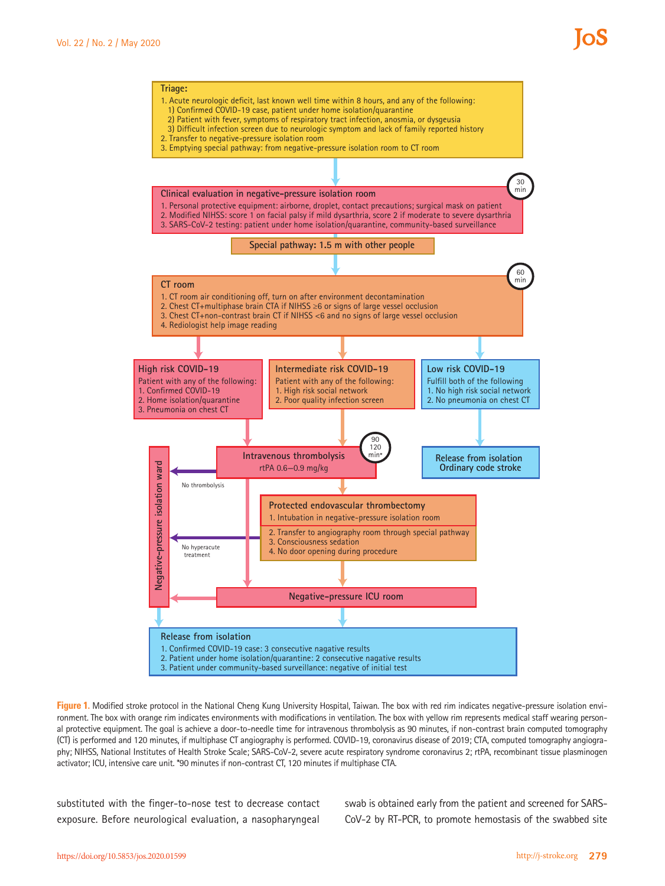**Triage:**

1. Acute neurologic deficit, last known well time within 8 hours, and any of the following:
   1) Confirmed COVID-19 case, patient under home isolation/quarantine
   2) Patient with fever, symptoms of respiratory tract infection, anosmia, or dysgeusia
   3) Difficult infection screen due to neurologic symptom and lack of family reported history
2. Transfer to negative-pressure isolation room
3. Emptying special pathway: from negative-pressure isolation room to CT room

**Clinical evaluation in negative-pressure isolation room** (30 min)

1. Personal protective equipment: airborne, droplet, contact precautions; surgical mask on patient
2. Modified NIHSS: score 1 on facial palsy if mild dysarthria, score 2 if moderate to severe dysarthria
3. SARS-CoV-2 testing: patient under home isolation/quarantine, community-based surveillance

**Special pathway: 1.5 m with other people**

**CT room** (60 min)

1. CT room air conditioning off, turn on after environment decontamination
2. Chest CT+multiphase brain CTA if NIHSS ≥6 or signs of large vessel occlusion
3. Chest CT+non-contrast brain CT if NIHSS <6 and no signs of large vessel occlusion
4. Rediologist help image reading

**High risk COVID-19**
Patient with any of the following:
1. Confirmed COVID-19
2. Home isolation/quarantine
3. Pneumonia on chest CT

**Intermediate risk COVID-19**
Patient with any of the following:
1. High risk social network
2. Poor quality infection screen

**Low risk COVID-19**
Fulfill both of the following
1. No high risk social network
2. No pneumonia on chest CT

**Release from isolation**
Ordinary code stroke

**Intravenous thrombolysis** (90 120 min*)
rtPA 0.6–0.9 mg/kg

No thrombolysis

**Protected endovascular thrombectomy**

1. Intubation in negative-pressure isolation room
2. Transfer to angiography room through special pathway
3. Consciousness sedation
4. No door opening during procedure

No hyperacute treatment

**Negative-pressure isolation ward**

**Negative-pressure ICU room**

**Release from isolation**

1. Confirmed COVID-19 case: 3 consecutive nagative results
2. Patient under home isolation/quarantine: 2 consecutive nagative results
3. Patient under community-based surveillance: negative of initial test

**Figure 1.** Modified stroke protocol in the National Cheng Kung University Hospital, Taiwan. The box with red rim indicates negative-pressure isolation environment. The box with orange rim indicates environments with modifications in ventilation. The box with yellow rim represents medical staff wearing personal protective equipment. The goal is achieve a door-to-needle time for intravenous thrombolysis as 90 minutes, if non-contrast brain computed tomography (CT) is performed and 120 minutes, if multiphase CT angiography is performed. COVID-19, coronavirus disease of 2019; CTA, computed tomography angiography; NIHSS, National Institutes of Health Stroke Scale; SARS-CoV-2, severe acute respiratory syndrome coronavirus 2; rtPA, recombinant tissue plasminogen activator; ICU, intensive care unit. *90 minutes if non-contrast CT, 120 minutes if multiphase CTA.

substituted with the finger-to-nose test to decrease contact exposure. Before neurological evaluation, a nasopharyngeal swab is obtained early from the patient and screened for SARS-CoV-2 by RT-PCR, to promote hemostasis of the swabbed site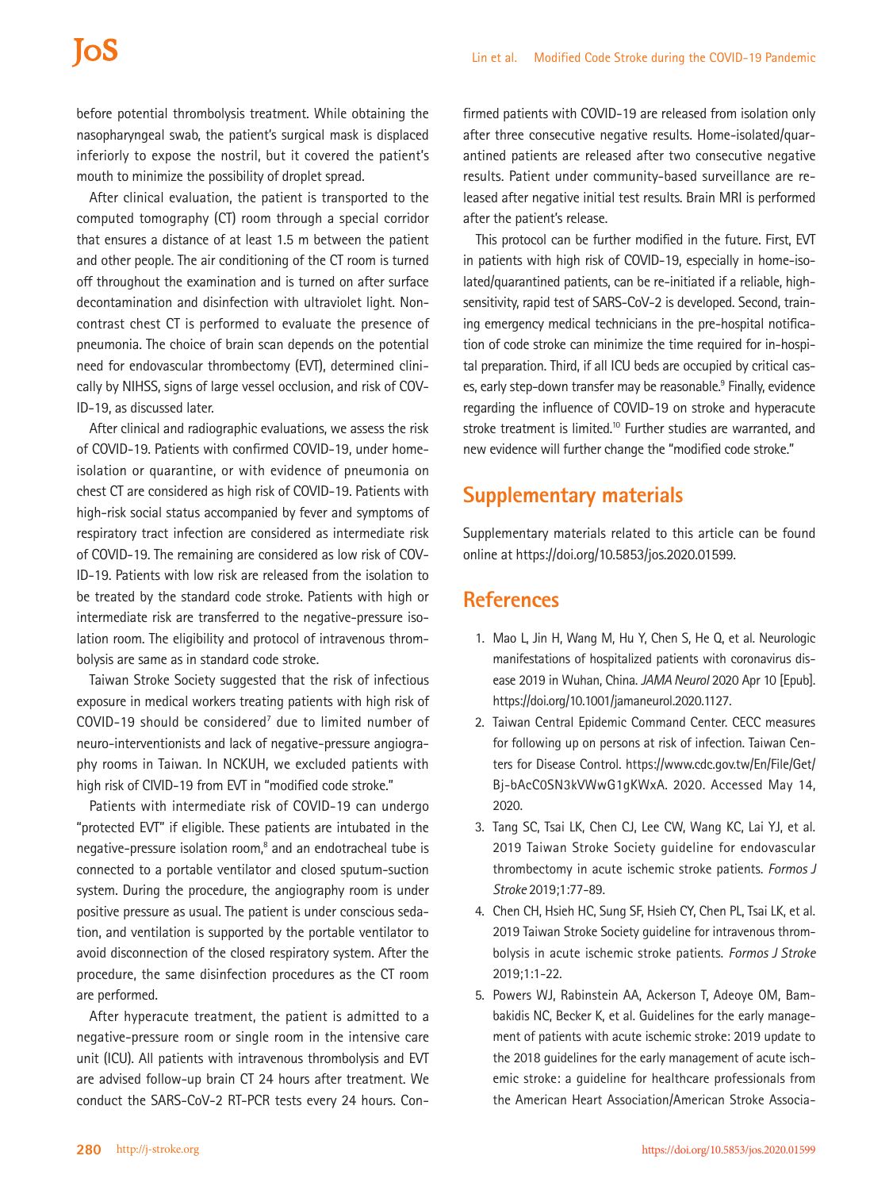before potential thrombolysis treatment. While obtaining the nasopharyngeal swab, the patient's surgical mask is displaced inferiorly to expose the nostril, but it covered the patient's mouth to minimize the possibility of droplet spread.

After clinical evaluation, the patient is transported to the computed tomography (CT) room through a special corridor that ensures a distance of at least 1.5 m between the patient and other people. The air conditioning of the CT room is turned off throughout the examination and is turned on after surface decontamination and disinfection with ultraviolet light. Non-contrast chest CT is performed to evaluate the presence of pneumonia. The choice of brain scan depends on the potential need for endovascular thrombectomy (EVT), determined clinically by NIHSS, signs of large vessel occlusion, and risk of COVID-19, as discussed later.

After clinical and radiographic evaluations, we assess the risk of COVID-19. Patients with confirmed COVID-19, under home-isolation or quarantine, or with evidence of pneumonia on chest CT are considered as high risk of COVID-19. Patients with high-risk social status accompanied by fever and symptoms of respiratory tract infection are considered as intermediate risk of COVID-19. The remaining are considered as low risk of COVID-19. Patients with low risk are released from the isolation to be treated by the standard code stroke. Patients with high or intermediate risk are transferred to the negative-pressure isolation room. The eligibility and protocol of intravenous thrombolysis are same as in standard code stroke.

Taiwan Stroke Society suggested that the risk of infectious exposure in medical workers treating patients with high risk of COVID-19 should be considered[7] due to limited number of neuro-interventionists and lack of negative-pressure angiography rooms in Taiwan. In NCKUH, we excluded patients with high risk of CIVID-19 from EVT in "modified code stroke."

Patients with intermediate risk of COVID-19 can undergo "protected EVT" if eligible. These patients are intubated in the negative-pressure isolation room,[8] and an endotracheal tube is connected to a portable ventilator and closed sputum-suction system. During the procedure, the angiography room is under positive pressure as usual. The patient is under conscious sedation, and ventilation is supported by the portable ventilator to avoid disconnection of the closed respiratory system. After the procedure, the same disinfection procedures as the CT room are performed.

After hyperacute treatment, the patient is admitted to a negative-pressure room or single room in the intensive care unit (ICU). All patients with intravenous thrombolysis and EVT are advised follow-up brain CT 24 hours after treatment. We conduct the SARS-CoV-2 RT-PCR tests every 24 hours. Confirmed patients with COVID-19 are released from isolation only after three consecutive negative results. Home-isolated/quarantined patients are released after two consecutive negative results. Patient under community-based surveillance are released after negative initial test results. Brain MRI is performed after the patient's release.

This protocol can be further modified in the future. First, EVT in patients with high risk of COVID-19, especially in home-isolated/quarantined patients, can be re-initiated if a reliable, high-sensitivity, rapid test of SARS-CoV-2 is developed. Second, training emergency medical technicians in the pre-hospital notification of code stroke can minimize the time required for in-hospital preparation. Third, if all ICU beds are occupied by critical cases, early step-down transfer may be reasonable.[9] Finally, evidence regarding the influence of COVID-19 on stroke and hyperacute stroke treatment is limited.[10] Further studies are warranted, and new evidence will further change the "modified code stroke."

## Supplementary materials

Supplementary materials related to this article can be found online at https://doi.org/10.5853/jos.2020.01599.

## References

1. Mao L, Jin H, Wang M, Hu Y, Chen S, He Q, et al. Neurologic manifestations of hospitalized patients with coronavirus disease 2019 in Wuhan, China. *JAMA Neurol* 2020 Apr 10 [Epub]. https://doi.org/10.1001/jamaneurol.2020.1127.
2. Taiwan Central Epidemic Command Center. CECC measures for following up on persons at risk of infection. Taiwan Centers for Disease Control. https://www.cdc.gov.tw/En/File/Get/Bj-bAcC0SN3kVWwG1gKWxA. 2020. Accessed May 14, 2020.
3. Tang SC, Tsai LK, Chen CJ, Lee CW, Wang KC, Lai YJ, et al. 2019 Taiwan Stroke Society guideline for endovascular thrombectomy in acute ischemic stroke patients. *Formos J Stroke* 2019;1:77-89.
4. Chen CH, Hsieh HC, Sung SF, Hsieh CY, Chen PL, Tsai LK, et al. 2019 Taiwan Stroke Society guideline for intravenous thrombolysis in acute ischemic stroke patients. *Formos J Stroke* 2019;1:1-22.
5. Powers WJ, Rabinstein AA, Ackerson T, Adeoye OM, Bambakidis NC, Becker K, et al. Guidelines for the early management of patients with acute ischemic stroke: 2019 update to the 2018 guidelines for the early management of acute ischemic stroke: a guideline for healthcare professionals from the American Heart Association/American Stroke Associa-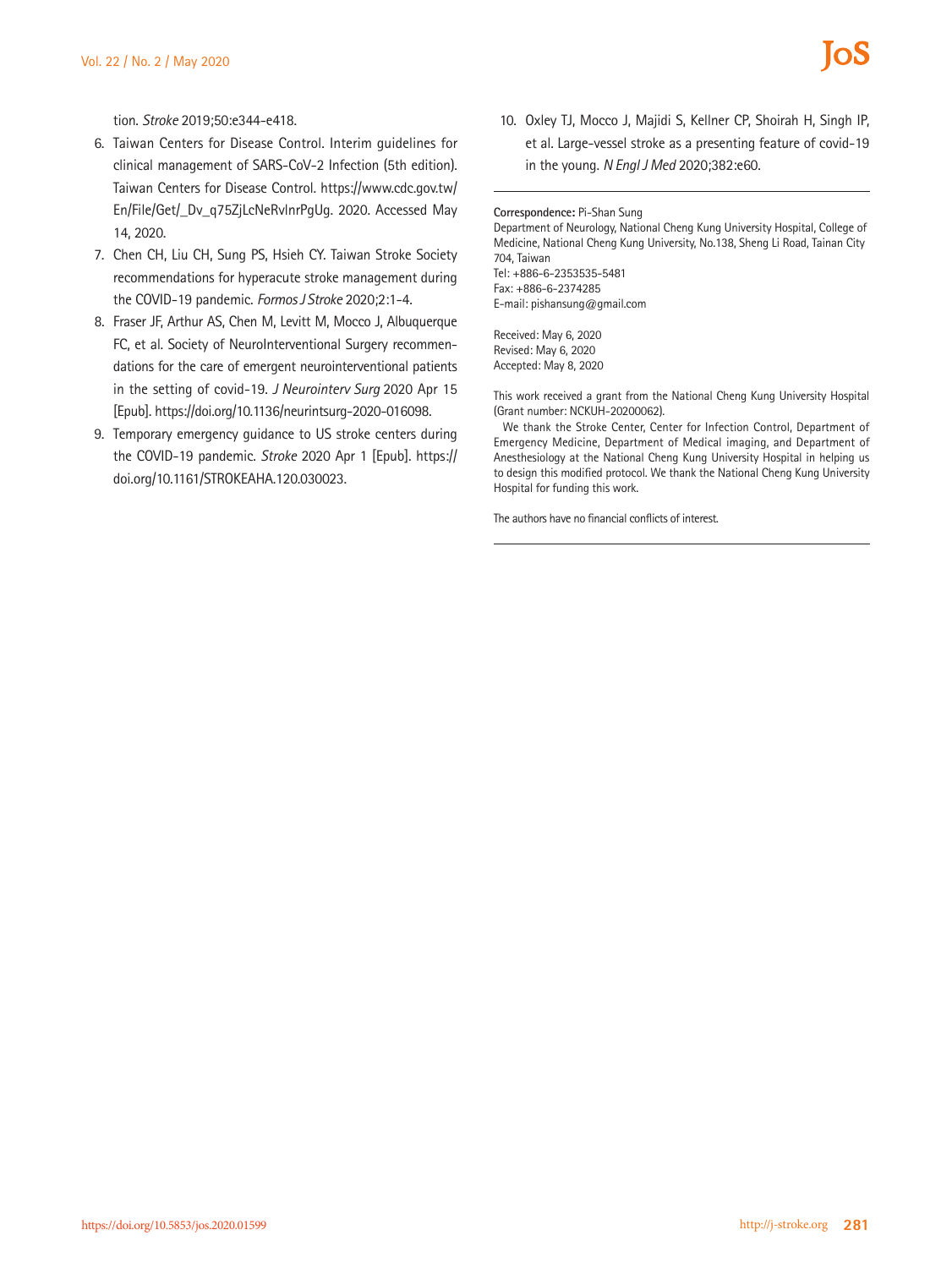tion. *Stroke* 2019;50:e344-e418.

6. Taiwan Centers for Disease Control. Interim guidelines for clinical management of SARS-CoV-2 Infection (5th edition). Taiwan Centers for Disease Control. https://www.cdc.gov.tw/En/File/Get/_Dv_q75ZjLcNeRvlnrPgUg. 2020. Accessed May 14, 2020.
7. Chen CH, Liu CH, Sung PS, Hsieh CY. Taiwan Stroke Society recommendations for hyperacute stroke management during the COVID-19 pandemic. *Formos J Stroke* 2020;2:1-4.
8. Fraser JF, Arthur AS, Chen M, Levitt M, Mocco J, Albuquerque FC, et al. Society of NeuroInterventional Surgery recommendations for the care of emergent neurointerventional patients in the setting of covid-19. *J Neurointerv Surg* 2020 Apr 15 [Epub]. https://doi.org/10.1136/neurintsurg-2020-016098.
9. Temporary emergency guidance to US stroke centers during the COVID-19 pandemic. *Stroke* 2020 Apr 1 [Epub]. https://doi.org/10.1161/STROKEAHA.120.030023.
10. Oxley TJ, Mocco J, Majidi S, Kellner CP, Shoirah H, Singh IP, et al. Large-vessel stroke as a presenting feature of covid-19 in the young. *N Engl J Med* 2020;382:e60.

---

**Correspondence:** Pi-Shan Sung
Department of Neurology, National Cheng Kung University Hospital, College of Medicine, National Cheng Kung University, No.138, Sheng Li Road, Tainan City 704, Taiwan
Tel: +886-6-2353535-5481
Fax: +886-6-2374285
E-mail: pishansung@gmail.com

Received: May 6, 2020
Revised: May 6, 2020
Accepted: May 8, 2020

This work received a grant from the National Cheng Kung University Hospital (Grant number: NCKUH-20200062).

We thank the Stroke Center, Center for Infection Control, Department of Emergency Medicine, Department of Medical imaging, and Department of Anesthesiology at the National Cheng Kung University Hospital in helping us to design this modified protocol. We thank the National Cheng Kung University Hospital for funding this work.

The authors have no financial conflicts of interest.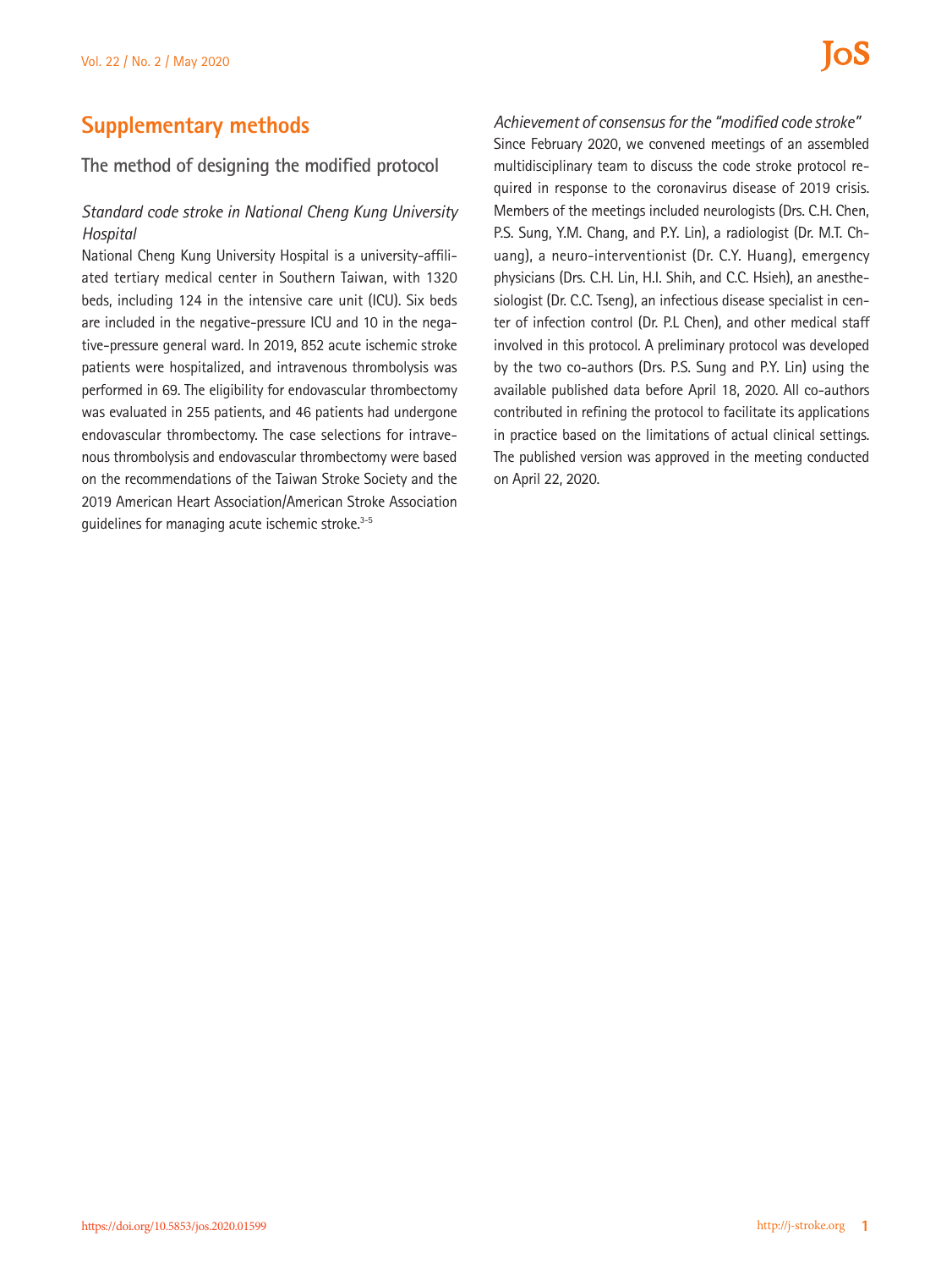# Supplementary methods

## The method of designing the modified protocol

### *Standard code stroke in National Cheng Kung University Hospital*

National Cheng Kung University Hospital is a university-affiliated tertiary medical center in Southern Taiwan, with 1320 beds, including 124 in the intensive care unit (ICU). Six beds are included in the negative-pressure ICU and 10 in the negative-pressure general ward. In 2019, 852 acute ischemic stroke patients were hospitalized, and intravenous thrombolysis was performed in 69. The eligibility for endovascular thrombectomy was evaluated in 255 patients, and 46 patients had undergone endovascular thrombectomy. The case selections for intravenous thrombolysis and endovascular thrombectomy were based on the recommendations of the Taiwan Stroke Society and the 2019 American Heart Association/American Stroke Association guidelines for managing acute ischemic stroke.[3-5]

### *Achievement of consensus for the "modified code stroke"*

Since February 2020, we convened meetings of an assembled multidisciplinary team to discuss the code stroke protocol required in response to the coronavirus disease of 2019 crisis. Members of the meetings included neurologists (Drs. C.H. Chen, P.S. Sung, Y.M. Chang, and P.Y. Lin), a radiologist (Dr. M.T. Chuang), a neuro-interventionist (Dr. C.Y. Huang), emergency physicians (Drs. C.H. Lin, H.I. Shih, and C.C. Hsieh), an anesthesiologist (Dr. C.C. Tseng), an infectious disease specialist in center of infection control (Dr. P.L Chen), and other medical staff involved in this protocol. A preliminary protocol was developed by the two co-authors (Drs. P.S. Sung and P.Y. Lin) using the available published data before April 18, 2020. All co-authors contributed in refining the protocol to facilitate its applications in practice based on the limitations of actual clinical settings. The published version was approved in the meeting conducted on April 22, 2020.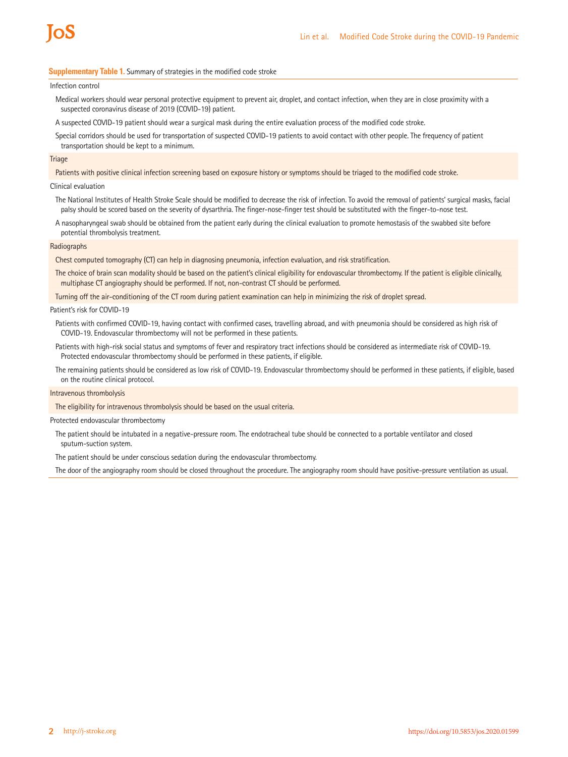**Supplementary Table 1.** Summary of strategies in the modified code stroke

| |
|---|
| Infection control |
| Medical workers should wear personal protective equipment to prevent air, droplet, and contact infection, when they are in close proximity with a suspected coronavirus disease of 2019 (COVID-19) patient. |
| A suspected COVID-19 patient should wear a surgical mask during the entire evaluation process of the modified code stroke. |
| Special corridors should be used for transportation of suspected COVID-19 patients to avoid contact with other people. The frequency of patient transportation should be kept to a minimum. |
| Triage |
| Patients with positive clinical infection screening based on exposure history or symptoms should be triaged to the modified code stroke. |
| Clinical evaluation |
| The National Institutes of Health Stroke Scale should be modified to decrease the risk of infection. To avoid the removal of patients' surgical masks, facial palsy should be scored based on the severity of dysarthria. The finger-nose-finger test should be substituted with the finger-to-nose test. |
| A nasopharyngeal swab should be obtained from the patient early during the clinical evaluation to promote hemostasis of the swabbed site before potential thrombolysis treatment. |
| Radiographs |
| Chest computed tomography (CT) can help in diagnosing pneumonia, infection evaluation, and risk stratification. |
| The choice of brain scan modality should be based on the patient's clinical eligibility for endovascular thrombectomy. If the patient is eligible clinically, multiphase CT angiography should be performed. If not, non-contrast CT should be performed. |
| Turning off the air-conditioning of the CT room during patient examination can help in minimizing the risk of droplet spread. |
| Patient's risk for COVID-19 |
| Patients with confirmed COVID-19, having contact with confirmed cases, travelling abroad, and with pneumonia should be considered as high risk of COVID-19. Endovascular thrombectomy will not be performed in these patients. |
| Patients with high-risk social status and symptoms of fever and respiratory tract infections should be considered as intermediate risk of COVID-19. Protected endovascular thrombectomy should be performed in these patients, if eligible. |
| The remaining patients should be considered as low risk of COVID-19. Endovascular thrombectomy should be performed in these patients, if eligible, based on the routine clinical protocol. |
| Intravenous thrombolysis |
| The eligibility for intravenous thrombolysis should be based on the usual criteria. |
| Protected endovascular thrombectomy |
| The patient should be intubated in a negative-pressure room. The endotracheal tube should be connected to a portable ventilator and closed sputum-suction system. |
| The patient should be under conscious sedation during the endovascular thrombectomy. |
| The door of the angiography room should be closed throughout the procedure. The angiography room should have positive-pressure ventilation as usual. |